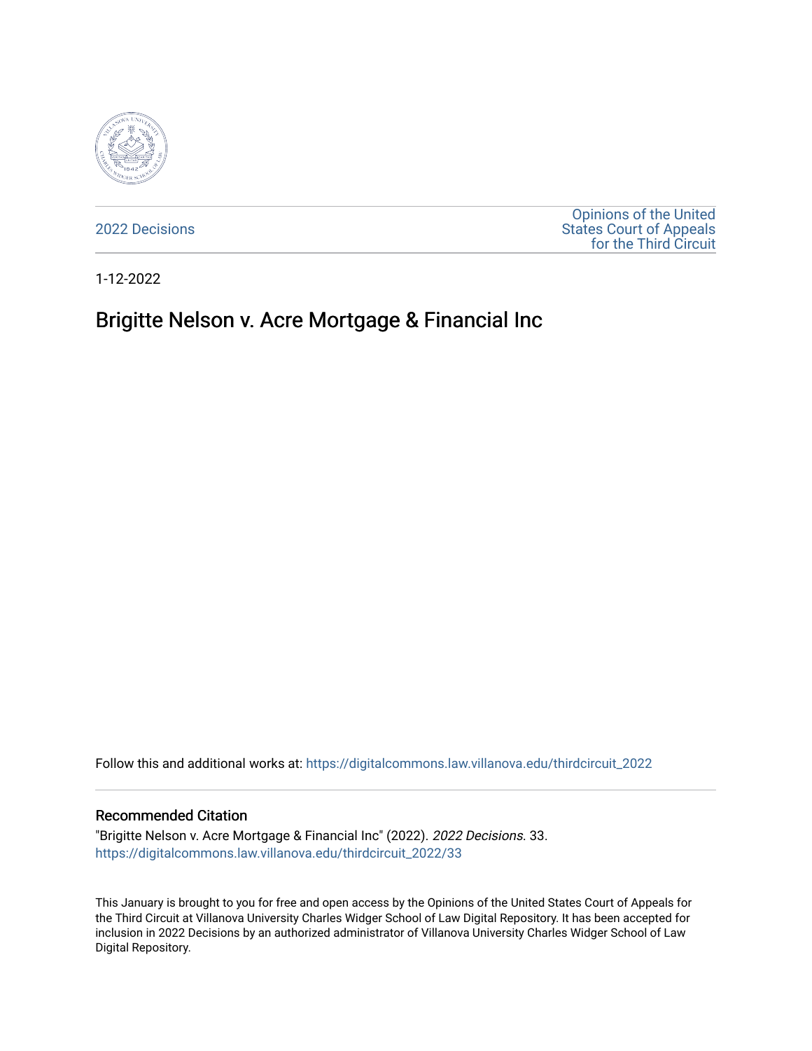2022 Decisions

Opinions of the United States Court of Appeals for the Third Circuit

1-12-2022

# Brigitte Nelson v. Acre Mortgage & Financial Inc

Follow this and additional works at: https://digitalcommons.law.villanova.edu/thirdcircuit_2022

### Recommended Citation

"Brigitte Nelson v. Acre Mortgage & Financial Inc" (2022). *2022 Decisions*. 33.
https://digitalcommons.law.villanova.edu/thirdcircuit_2022/33

This January is brought to you for free and open access by the Opinions of the United States Court of Appeals for the Third Circuit at Villanova University Charles Widger School of Law Digital Repository. It has been accepted for inclusion in 2022 Decisions by an authorized administrator of Villanova University Charles Widger School of Law Digital Repository.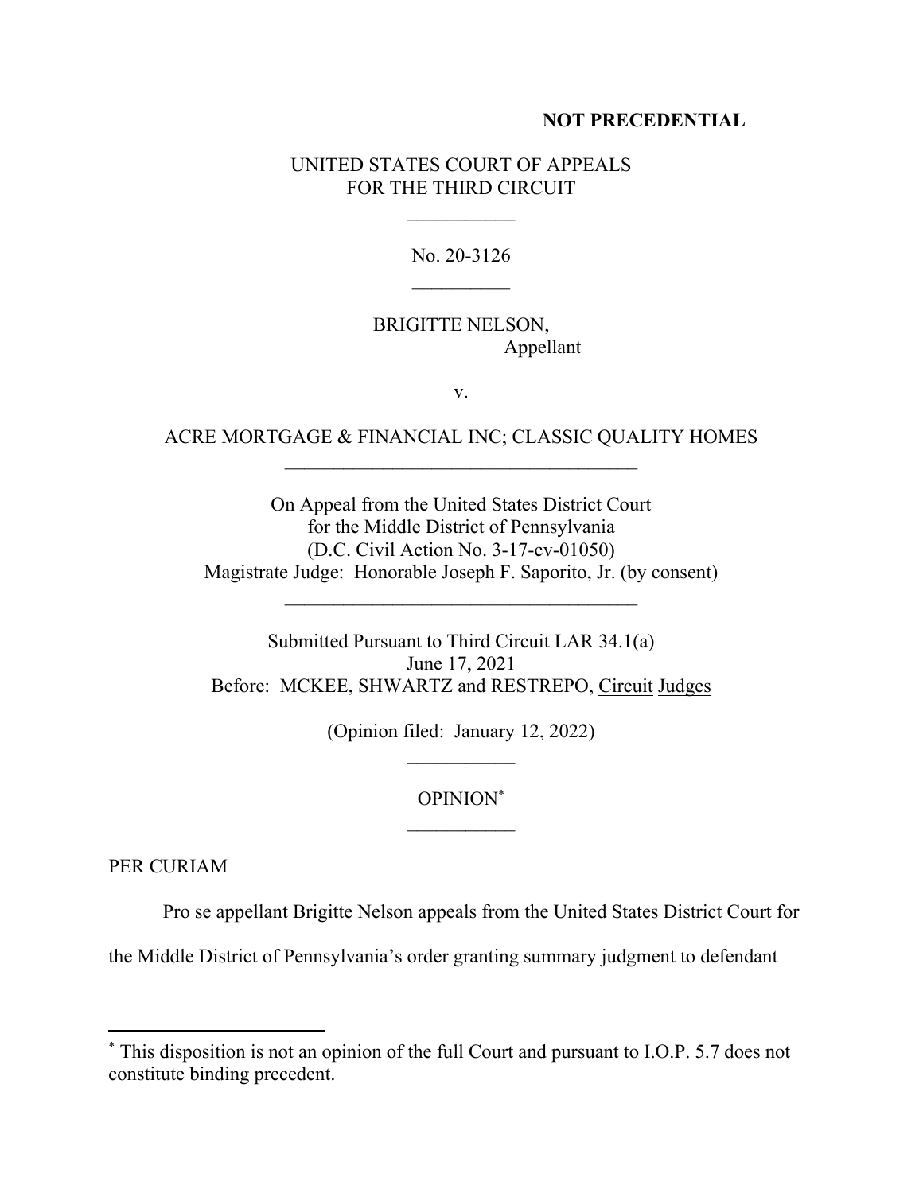**NOT PRECEDENTIAL**

UNITED STATES COURT OF APPEALS
FOR THE THIRD CIRCUIT

\_\_\_\_\_\_\_\_\_\_\_

No. 20-3126

\_\_\_\_\_\_\_\_\_\_

BRIGITTE NELSON,
Appellant

v.

ACRE MORTGAGE & FINANCIAL INC; CLASSIC QUALITY HOMES

\_\_\_\_\_\_\_\_\_\_\_\_\_\_\_\_\_\_\_\_\_\_\_\_\_\_\_\_\_\_\_\_\_\_\_\_

On Appeal from the United States District Court
for the Middle District of Pennsylvania
(D.C. Civil Action No. 3-17-cv-01050)
Magistrate Judge: Honorable Joseph F. Saporito, Jr. (by consent)

\_\_\_\_\_\_\_\_\_\_\_\_\_\_\_\_\_\_\_\_\_\_\_\_\_\_\_\_\_\_\_\_\_\_\_\_

Submitted Pursuant to Third Circuit LAR 34.1(a)
June 17, 2021
Before: MCKEE, SHWARTZ and RESTREPO, Circuit Judges

(Opinion filed: January 12, 2022)

\_\_\_\_\_\_\_\_\_\_\_

OPINION*

\_\_\_\_\_\_\_\_\_\_\_

PER CURIAM

Pro se appellant Brigitte Nelson appeals from the United States District Court for the Middle District of Pennsylvania's order granting summary judgment to defendant

---

* This disposition is not an opinion of the full Court and pursuant to I.O.P. 5.7 does not constitute binding precedent.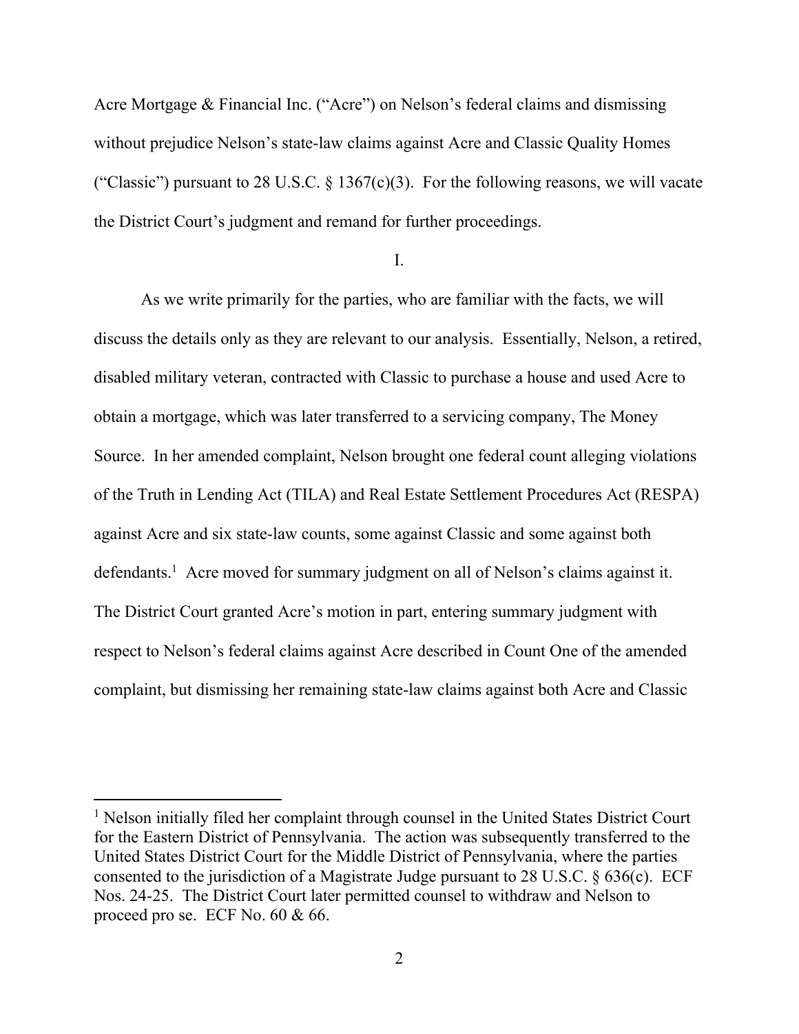Acre Mortgage & Financial Inc. ("Acre") on Nelson's federal claims and dismissing without prejudice Nelson's state-law claims against Acre and Classic Quality Homes ("Classic") pursuant to 28 U.S.C. § 1367(c)(3). For the following reasons, we will vacate the District Court's judgment and remand for further proceedings.

I.

As we write primarily for the parties, who are familiar with the facts, we will discuss the details only as they are relevant to our analysis. Essentially, Nelson, a retired, disabled military veteran, contracted with Classic to purchase a house and used Acre to obtain a mortgage, which was later transferred to a servicing company, The Money Source. In her amended complaint, Nelson brought one federal count alleging violations of the Truth in Lending Act (TILA) and Real Estate Settlement Procedures Act (RESPA) against Acre and six state-law counts, some against Classic and some against both defendants.[1] Acre moved for summary judgment on all of Nelson's claims against it. The District Court granted Acre's motion in part, entering summary judgment with respect to Nelson's federal claims against Acre described in Count One of the amended complaint, but dismissing her remaining state-law claims against both Acre and Classic

[1] Nelson initially filed her complaint through counsel in the United States District Court for the Eastern District of Pennsylvania. The action was subsequently transferred to the United States District Court for the Middle District of Pennsylvania, where the parties consented to the jurisdiction of a Magistrate Judge pursuant to 28 U.S.C. § 636(c). ECF Nos. 24-25. The District Court later permitted counsel to withdraw and Nelson to proceed pro se. ECF No. 60 & 66.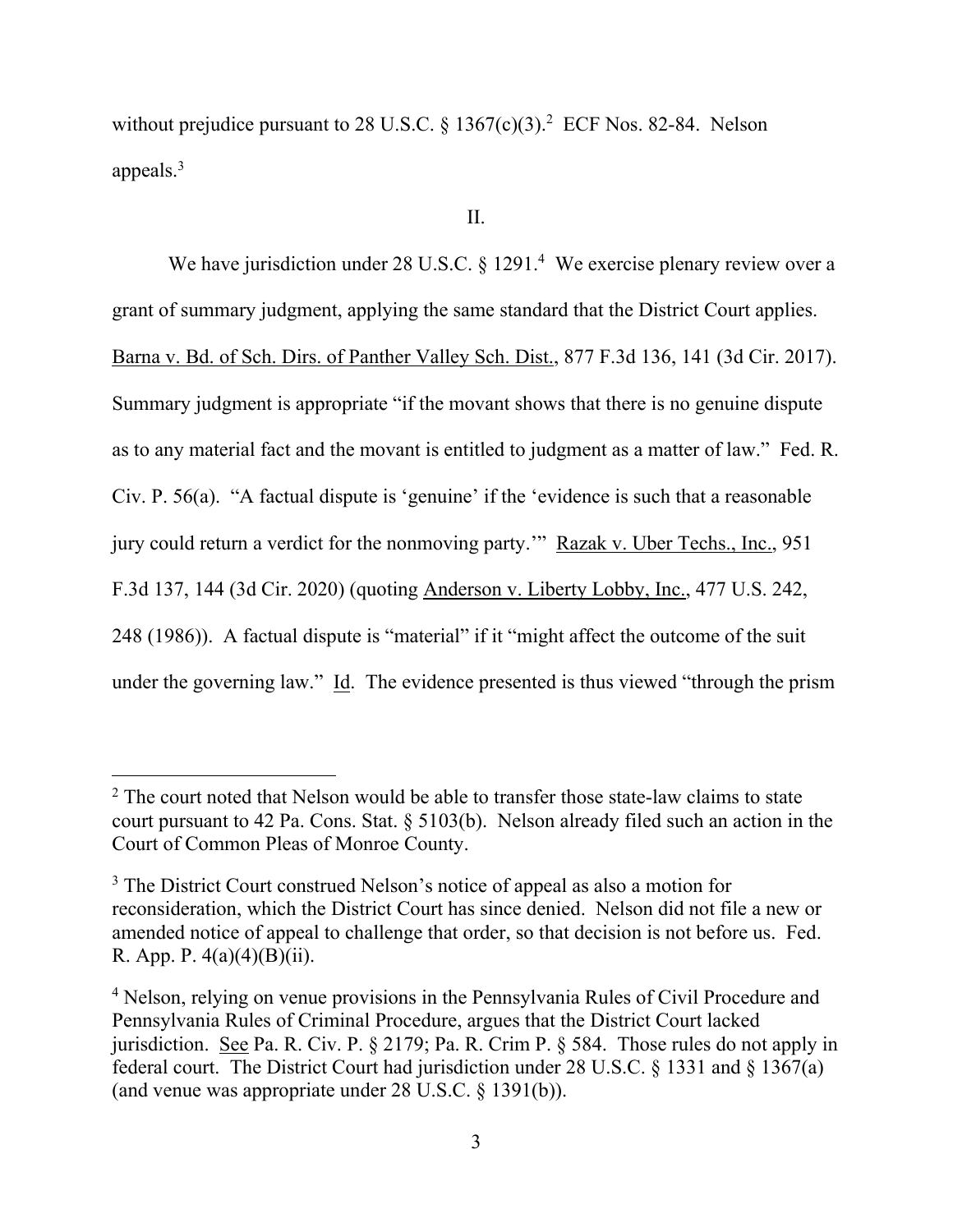without prejudice pursuant to 28 U.S.C. § 1367(c)(3).[2] ECF Nos. 82-84. Nelson appeals.[3]

II.

We have jurisdiction under 28 U.S.C. § 1291.[4] We exercise plenary review over a grant of summary judgment, applying the same standard that the District Court applies. Barna v. Bd. of Sch. Dirs. of Panther Valley Sch. Dist., 877 F.3d 136, 141 (3d Cir. 2017). Summary judgment is appropriate "if the movant shows that there is no genuine dispute as to any material fact and the movant is entitled to judgment as a matter of law." Fed. R. Civ. P. 56(a). "A factual dispute is 'genuine' if the 'evidence is such that a reasonable jury could return a verdict for the nonmoving party.'" Razak v. Uber Techs., Inc., 951 F.3d 137, 144 (3d Cir. 2020) (quoting Anderson v. Liberty Lobby, Inc., 477 U.S. 242, 248 (1986)). A factual dispute is "material" if it "might affect the outcome of the suit under the governing law." Id. The evidence presented is thus viewed "through the prism

---

[2] The court noted that Nelson would be able to transfer those state-law claims to state court pursuant to 42 Pa. Cons. Stat. § 5103(b). Nelson already filed such an action in the Court of Common Pleas of Monroe County.

[3] The District Court construed Nelson's notice of appeal as also a motion for reconsideration, which the District Court has since denied. Nelson did not file a new or amended notice of appeal to challenge that order, so that decision is not before us. Fed. R. App. P. 4(a)(4)(B)(ii).

[4] Nelson, relying on venue provisions in the Pennsylvania Rules of Civil Procedure and Pennsylvania Rules of Criminal Procedure, argues that the District Court lacked jurisdiction. See Pa. R. Civ. P. § 2179; Pa. R. Crim P. § 584. Those rules do not apply in federal court. The District Court had jurisdiction under 28 U.S.C. § 1331 and § 1367(a) (and venue was appropriate under 28 U.S.C. § 1391(b)).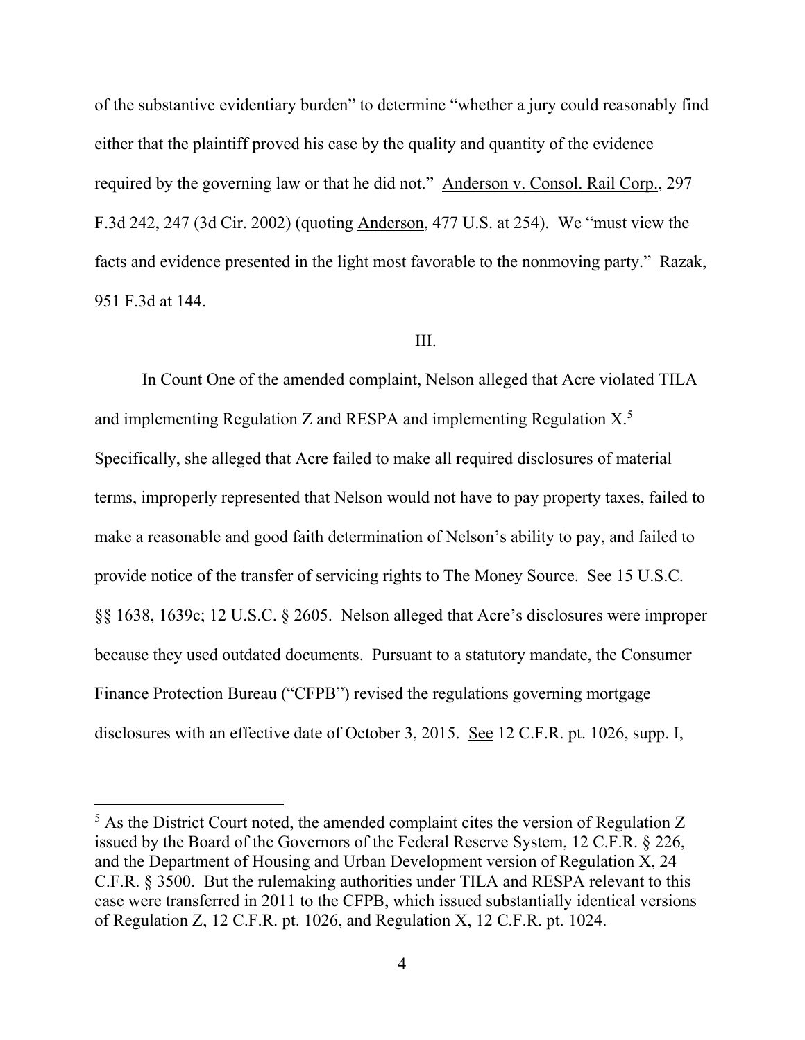of the substantive evidentiary burden" to determine "whether a jury could reasonably find either that the plaintiff proved his case by the quality and quantity of the evidence required by the governing law or that he did not." Anderson v. Consol. Rail Corp., 297 F.3d 242, 247 (3d Cir. 2002) (quoting Anderson, 477 U.S. at 254). We "must view the facts and evidence presented in the light most favorable to the nonmoving party." Razak, 951 F.3d at 144.

## III.

In Count One of the amended complaint, Nelson alleged that Acre violated TILA and implementing Regulation Z and RESPA and implementing Regulation X.[5] Specifically, she alleged that Acre failed to make all required disclosures of material terms, improperly represented that Nelson would not have to pay property taxes, failed to make a reasonable and good faith determination of Nelson's ability to pay, and failed to provide notice of the transfer of servicing rights to The Money Source. See 15 U.S.C. §§ 1638, 1639c; 12 U.S.C. § 2605. Nelson alleged that Acre's disclosures were improper because they used outdated documents. Pursuant to a statutory mandate, the Consumer Finance Protection Bureau ("CFPB") revised the regulations governing mortgage disclosures with an effective date of October 3, 2015. See 12 C.F.R. pt. 1026, supp. I,

[5] As the District Court noted, the amended complaint cites the version of Regulation Z issued by the Board of the Governors of the Federal Reserve System, 12 C.F.R. § 226, and the Department of Housing and Urban Development version of Regulation X, 24 C.F.R. § 3500. But the rulemaking authorities under TILA and RESPA relevant to this case were transferred in 2011 to the CFPB, which issued substantially identical versions of Regulation Z, 12 C.F.R. pt. 1026, and Regulation X, 12 C.F.R. pt. 1024.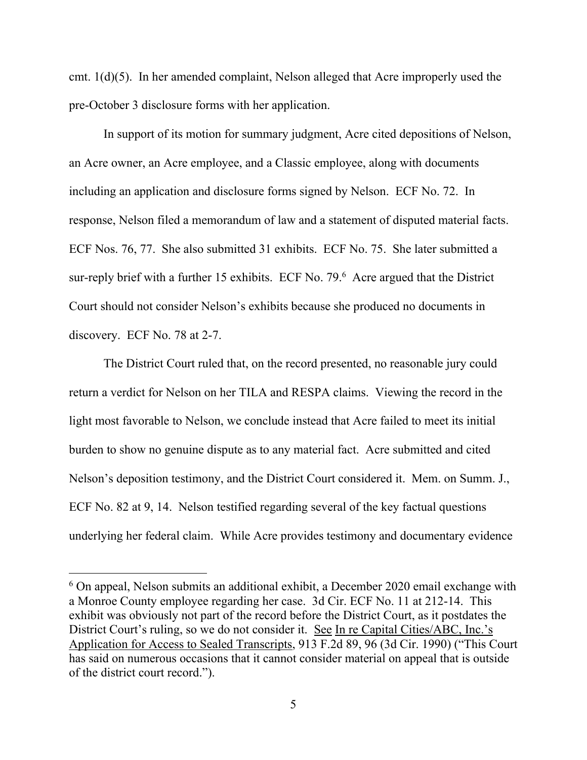cmt. 1(d)(5). In her amended complaint, Nelson alleged that Acre improperly used the pre-October 3 disclosure forms with her application.

In support of its motion for summary judgment, Acre cited depositions of Nelson, an Acre owner, an Acre employee, and a Classic employee, along with documents including an application and disclosure forms signed by Nelson. ECF No. 72. In response, Nelson filed a memorandum of law and a statement of disputed material facts. ECF Nos. 76, 77. She also submitted 31 exhibits. ECF No. 75. She later submitted a sur-reply brief with a further 15 exhibits. ECF No. 79.[6] Acre argued that the District Court should not consider Nelson's exhibits because she produced no documents in discovery. ECF No. 78 at 2-7.

The District Court ruled that, on the record presented, no reasonable jury could return a verdict for Nelson on her TILA and RESPA claims. Viewing the record in the light most favorable to Nelson, we conclude instead that Acre failed to meet its initial burden to show no genuine dispute as to any material fact. Acre submitted and cited Nelson's deposition testimony, and the District Court considered it. Mem. on Summ. J., ECF No. 82 at 9, 14. Nelson testified regarding several of the key factual questions underlying her federal claim. While Acre provides testimony and documentary evidence

[6] On appeal, Nelson submits an additional exhibit, a December 2020 email exchange with a Monroe County employee regarding her case. 3d Cir. ECF No. 11 at 212-14. This exhibit was obviously not part of the record before the District Court, as it postdates the District Court's ruling, so we do not consider it. See In re Capital Cities/ABC, Inc.'s Application for Access to Sealed Transcripts, 913 F.2d 89, 96 (3d Cir. 1990) ("This Court has said on numerous occasions that it cannot consider material on appeal that is outside of the district court record.").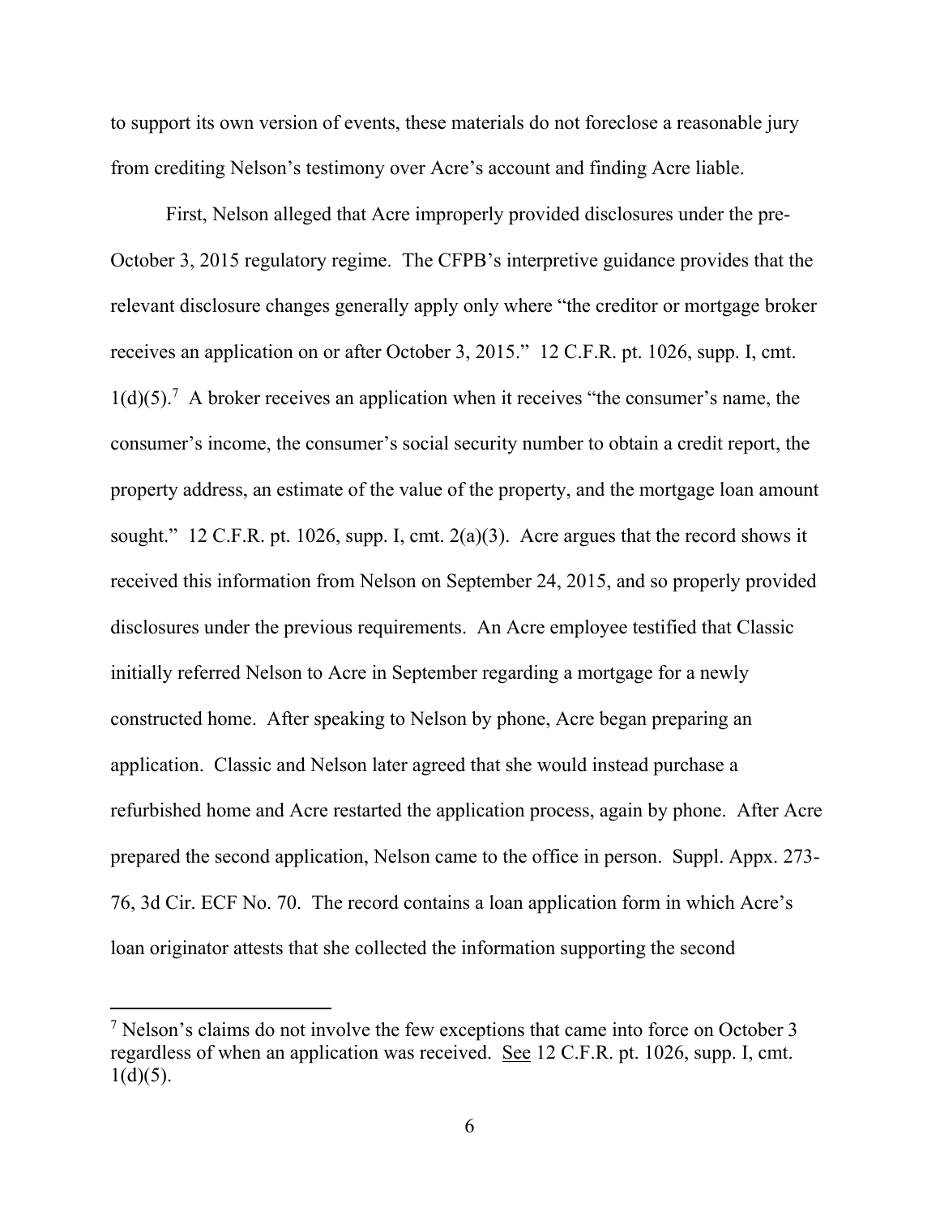to support its own version of events, these materials do not foreclose a reasonable jury from crediting Nelson's testimony over Acre's account and finding Acre liable.

First, Nelson alleged that Acre improperly provided disclosures under the pre-October 3, 2015 regulatory regime. The CFPB's interpretive guidance provides that the relevant disclosure changes generally apply only where "the creditor or mortgage broker receives an application on or after October 3, 2015." 12 C.F.R. pt. 1026, supp. I, cmt. 1(d)(5).[7] A broker receives an application when it receives "the consumer's name, the consumer's income, the consumer's social security number to obtain a credit report, the property address, an estimate of the value of the property, and the mortgage loan amount sought." 12 C.F.R. pt. 1026, supp. I, cmt. 2(a)(3). Acre argues that the record shows it received this information from Nelson on September 24, 2015, and so properly provided disclosures under the previous requirements. An Acre employee testified that Classic initially referred Nelson to Acre in September regarding a mortgage for a newly constructed home. After speaking to Nelson by phone, Acre began preparing an application. Classic and Nelson later agreed that she would instead purchase a refurbished home and Acre restarted the application process, again by phone. After Acre prepared the second application, Nelson came to the office in person. Suppl. Appx. 273-76, 3d Cir. ECF No. 70. The record contains a loan application form in which Acre's loan originator attests that she collected the information supporting the second

[7] Nelson's claims do not involve the few exceptions that came into force on October 3 regardless of when an application was received. See 12 C.F.R. pt. 1026, supp. I, cmt. 1(d)(5).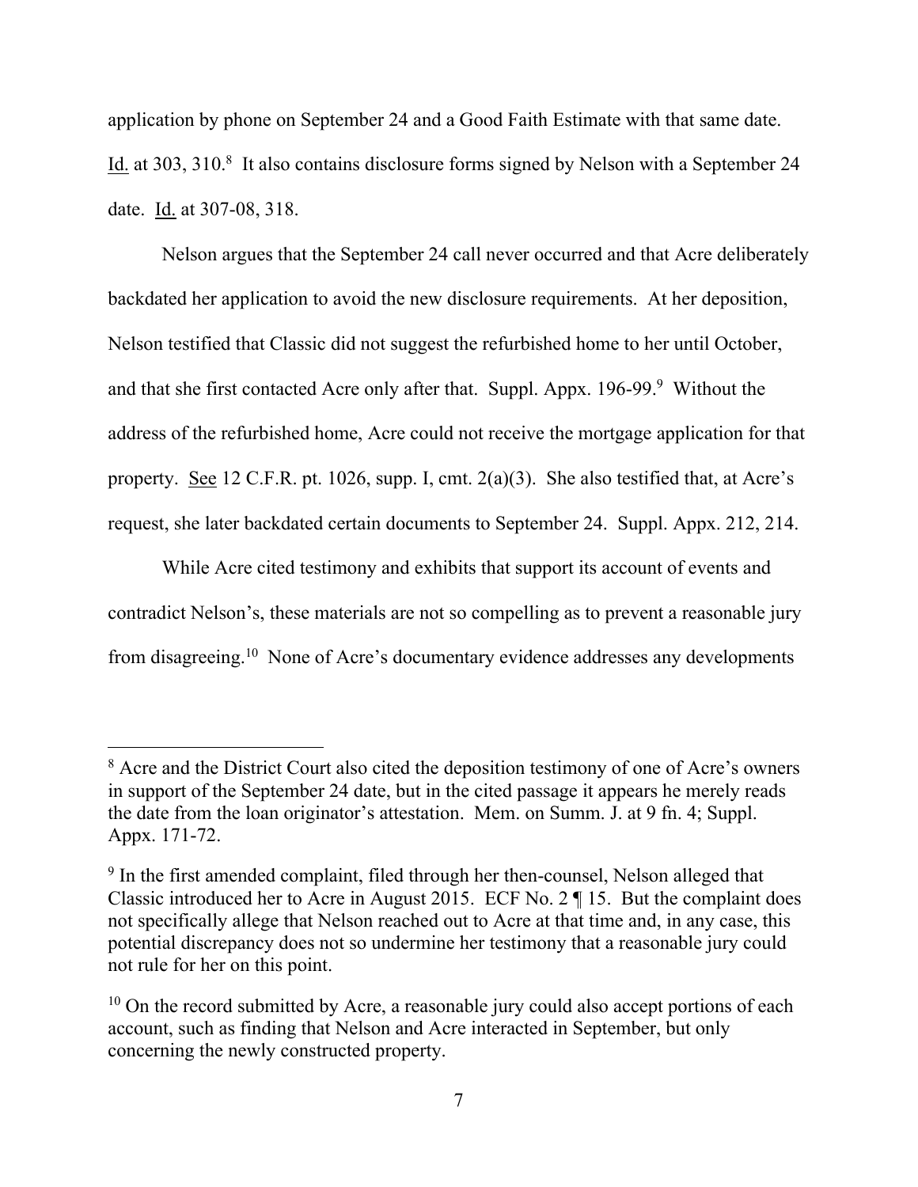application by phone on September 24 and a Good Faith Estimate with that same date. Id. at 303, 310.[8] It also contains disclosure forms signed by Nelson with a September 24 date. Id. at 307-08, 318.

Nelson argues that the September 24 call never occurred and that Acre deliberately backdated her application to avoid the new disclosure requirements. At her deposition, Nelson testified that Classic did not suggest the refurbished home to her until October, and that she first contacted Acre only after that. Suppl. Appx. 196-99.[9] Without the address of the refurbished home, Acre could not receive the mortgage application for that property. See 12 C.F.R. pt. 1026, supp. I, cmt. 2(a)(3). She also testified that, at Acre's request, she later backdated certain documents to September 24. Suppl. Appx. 212, 214.

While Acre cited testimony and exhibits that support its account of events and contradict Nelson's, these materials are not so compelling as to prevent a reasonable jury from disagreeing.[10] None of Acre's documentary evidence addresses any developments

---

[8] Acre and the District Court also cited the deposition testimony of one of Acre's owners in support of the September 24 date, but in the cited passage it appears he merely reads the date from the loan originator's attestation. Mem. on Summ. J. at 9 fn. 4; Suppl. Appx. 171-72.

[9] In the first amended complaint, filed through her then-counsel, Nelson alleged that Classic introduced her to Acre in August 2015. ECF No. 2 ¶ 15. But the complaint does not specifically allege that Nelson reached out to Acre at that time and, in any case, this potential discrepancy does not so undermine her testimony that a reasonable jury could not rule for her on this point.

[10] On the record submitted by Acre, a reasonable jury could also accept portions of each account, such as finding that Nelson and Acre interacted in September, but only concerning the newly constructed property.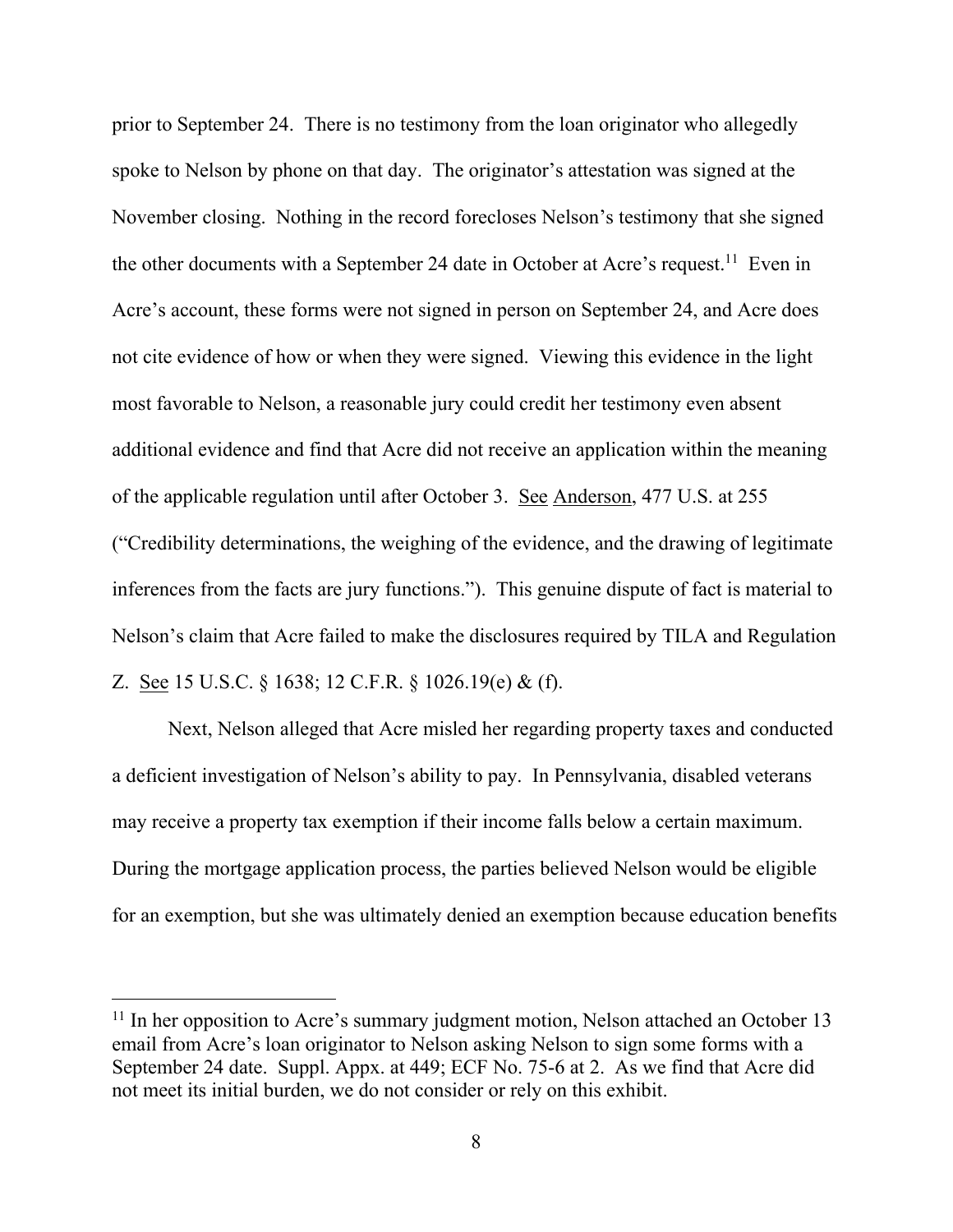prior to September 24. There is no testimony from the loan originator who allegedly spoke to Nelson by phone on that day. The originator's attestation was signed at the November closing. Nothing in the record forecloses Nelson's testimony that she signed the other documents with a September 24 date in October at Acre's request.[11] Even in Acre's account, these forms were not signed in person on September 24, and Acre does not cite evidence of how or when they were signed. Viewing this evidence in the light most favorable to Nelson, a reasonable jury could credit her testimony even absent additional evidence and find that Acre did not receive an application within the meaning of the applicable regulation until after October 3. See Anderson, 477 U.S. at 255 ("Credibility determinations, the weighing of the evidence, and the drawing of legitimate inferences from the facts are jury functions."). This genuine dispute of fact is material to Nelson's claim that Acre failed to make the disclosures required by TILA and Regulation Z. See 15 U.S.C. § 1638; 12 C.F.R. § 1026.19(e) & (f).

Next, Nelson alleged that Acre misled her regarding property taxes and conducted a deficient investigation of Nelson's ability to pay. In Pennsylvania, disabled veterans may receive a property tax exemption if their income falls below a certain maximum. During the mortgage application process, the parties believed Nelson would be eligible for an exemption, but she was ultimately denied an exemption because education benefits

[11] In her opposition to Acre's summary judgment motion, Nelson attached an October 13 email from Acre's loan originator to Nelson asking Nelson to sign some forms with a September 24 date. Suppl. Appx. at 449; ECF No. 75-6 at 2. As we find that Acre did not meet its initial burden, we do not consider or rely on this exhibit.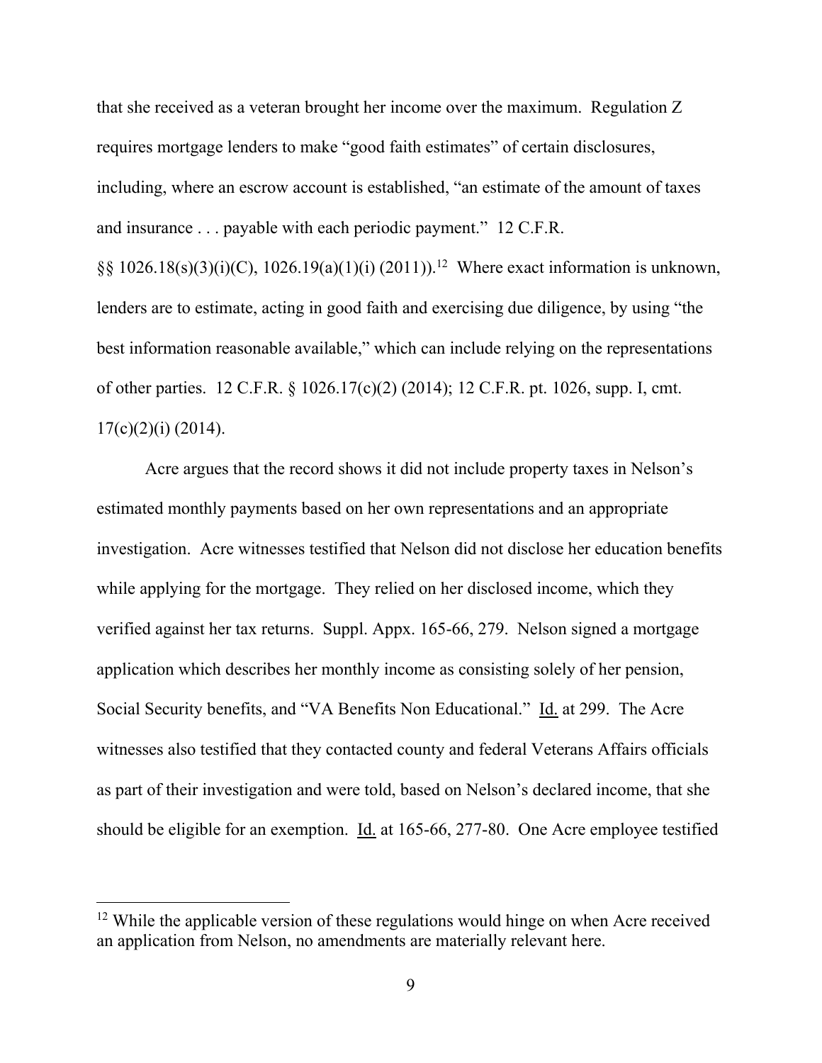that she received as a veteran brought her income over the maximum. Regulation Z requires mortgage lenders to make "good faith estimates" of certain disclosures, including, where an escrow account is established, "an estimate of the amount of taxes and insurance . . . payable with each periodic payment." 12 C.F.R. §§ 1026.18(s)(3)(i)(C), 1026.19(a)(1)(i) (2011)).[12] Where exact information is unknown, lenders are to estimate, acting in good faith and exercising due diligence, by using "the best information reasonable available," which can include relying on the representations of other parties. 12 C.F.R. § 1026.17(c)(2) (2014); 12 C.F.R. pt. 1026, supp. I, cmt. 17(c)(2)(i) (2014).

Acre argues that the record shows it did not include property taxes in Nelson's estimated monthly payments based on her own representations and an appropriate investigation. Acre witnesses testified that Nelson did not disclose her education benefits while applying for the mortgage. They relied on her disclosed income, which they verified against her tax returns. Suppl. Appx. 165-66, 279. Nelson signed a mortgage application which describes her monthly income as consisting solely of her pension, Social Security benefits, and "VA Benefits Non Educational." Id. at 299. The Acre witnesses also testified that they contacted county and federal Veterans Affairs officials as part of their investigation and were told, based on Nelson's declared income, that she should be eligible for an exemption. Id. at 165-66, 277-80. One Acre employee testified

[12] While the applicable version of these regulations would hinge on when Acre received an application from Nelson, no amendments are materially relevant here.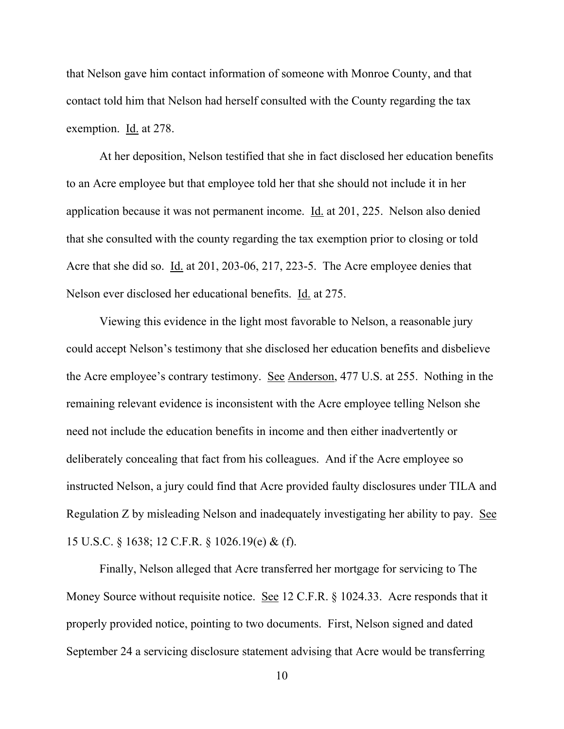that Nelson gave him contact information of someone with Monroe County, and that contact told him that Nelson had herself consulted with the County regarding the tax exemption. Id. at 278.

At her deposition, Nelson testified that she in fact disclosed her education benefits to an Acre employee but that employee told her that she should not include it in her application because it was not permanent income. Id. at 201, 225. Nelson also denied that she consulted with the county regarding the tax exemption prior to closing or told Acre that she did so. Id. at 201, 203-06, 217, 223-5. The Acre employee denies that Nelson ever disclosed her educational benefits. Id. at 275.

Viewing this evidence in the light most favorable to Nelson, a reasonable jury could accept Nelson's testimony that she disclosed her education benefits and disbelieve the Acre employee's contrary testimony. See Anderson, 477 U.S. at 255. Nothing in the remaining relevant evidence is inconsistent with the Acre employee telling Nelson she need not include the education benefits in income and then either inadvertently or deliberately concealing that fact from his colleagues. And if the Acre employee so instructed Nelson, a jury could find that Acre provided faulty disclosures under TILA and Regulation Z by misleading Nelson and inadequately investigating her ability to pay. See 15 U.S.C. § 1638; 12 C.F.R. § 1026.19(e) & (f).

Finally, Nelson alleged that Acre transferred her mortgage for servicing to The Money Source without requisite notice. See 12 C.F.R. § 1024.33. Acre responds that it properly provided notice, pointing to two documents. First, Nelson signed and dated September 24 a servicing disclosure statement advising that Acre would be transferring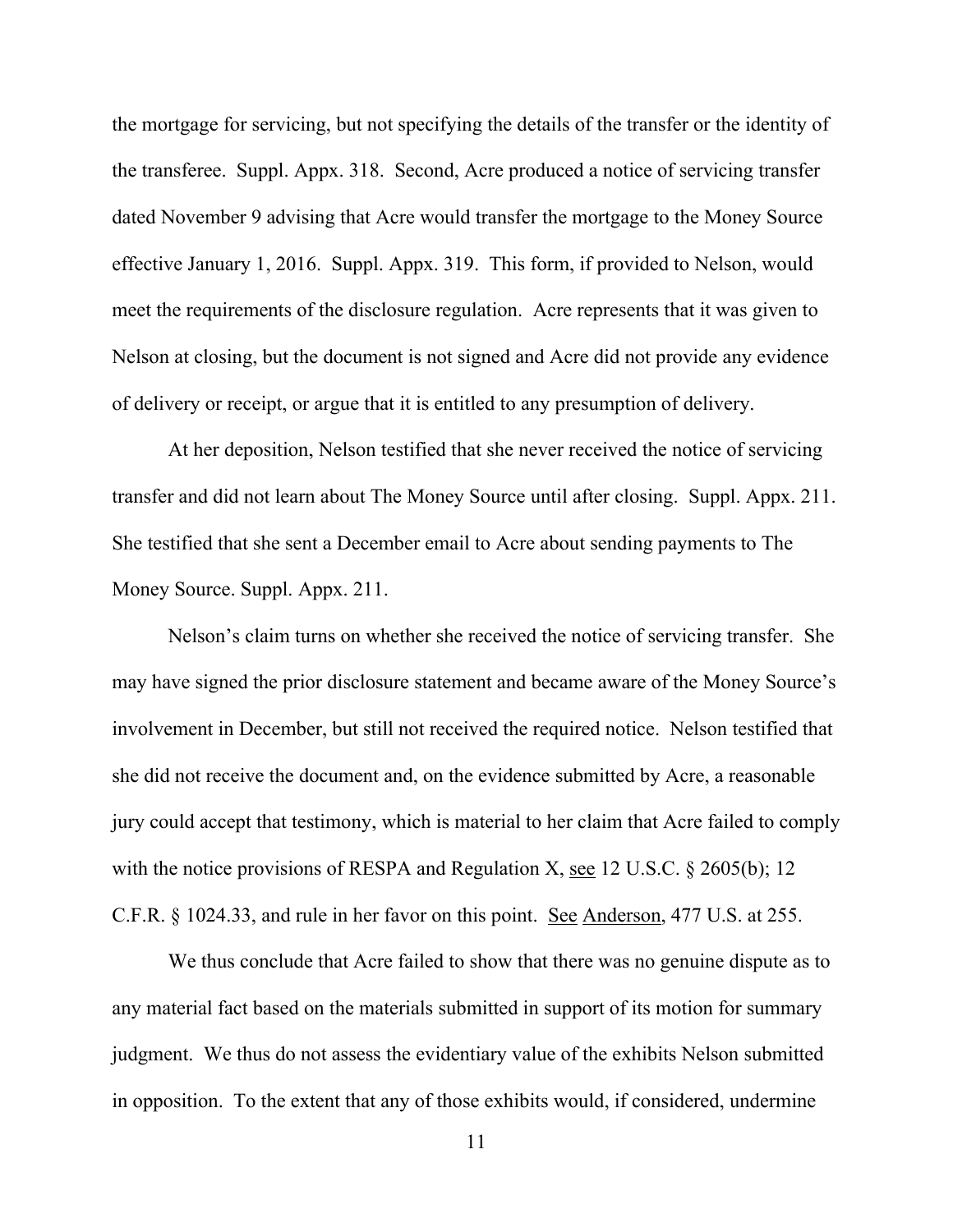the mortgage for servicing, but not specifying the details of the transfer or the identity of the transferee. Suppl. Appx. 318. Second, Acre produced a notice of servicing transfer dated November 9 advising that Acre would transfer the mortgage to the Money Source effective January 1, 2016. Suppl. Appx. 319. This form, if provided to Nelson, would meet the requirements of the disclosure regulation. Acre represents that it was given to Nelson at closing, but the document is not signed and Acre did not provide any evidence of delivery or receipt, or argue that it is entitled to any presumption of delivery.

At her deposition, Nelson testified that she never received the notice of servicing transfer and did not learn about The Money Source until after closing. Suppl. Appx. 211. She testified that she sent a December email to Acre about sending payments to The Money Source. Suppl. Appx. 211.

Nelson's claim turns on whether she received the notice of servicing transfer. She may have signed the prior disclosure statement and became aware of the Money Source's involvement in December, but still not received the required notice. Nelson testified that she did not receive the document and, on the evidence submitted by Acre, a reasonable jury could accept that testimony, which is material to her claim that Acre failed to comply with the notice provisions of RESPA and Regulation X, see 12 U.S.C. § 2605(b); 12 C.F.R. § 1024.33, and rule in her favor on this point. See Anderson, 477 U.S. at 255.

We thus conclude that Acre failed to show that there was no genuine dispute as to any material fact based on the materials submitted in support of its motion for summary judgment. We thus do not assess the evidentiary value of the exhibits Nelson submitted in opposition. To the extent that any of those exhibits would, if considered, undermine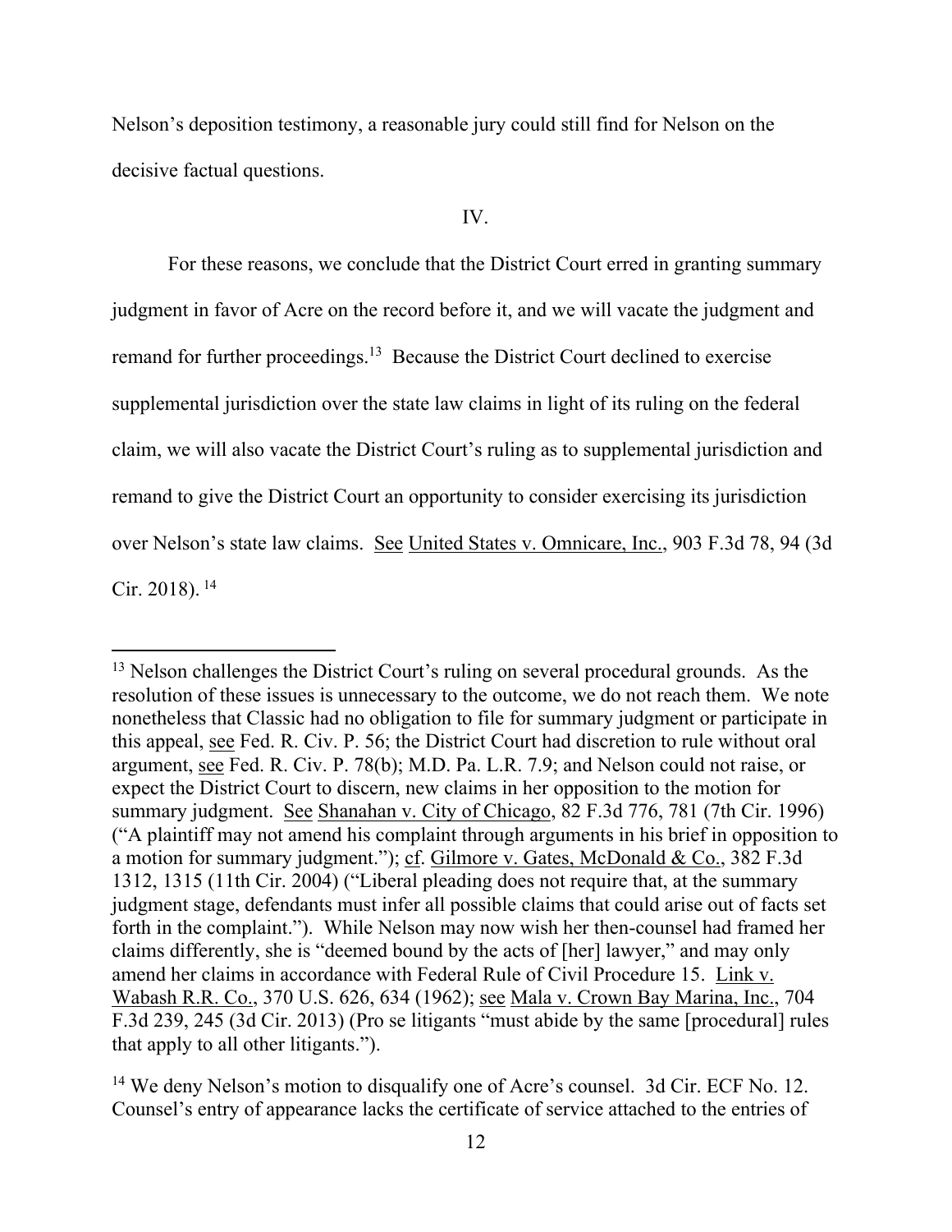Nelson's deposition testimony, a reasonable jury could still find for Nelson on the decisive factual questions.

IV.

For these reasons, we conclude that the District Court erred in granting summary judgment in favor of Acre on the record before it, and we will vacate the judgment and remand for further proceedings.[13] Because the District Court declined to exercise supplemental jurisdiction over the state law claims in light of its ruling on the federal claim, we will also vacate the District Court's ruling as to supplemental jurisdiction and remand to give the District Court an opportunity to consider exercising its jurisdiction over Nelson's state law claims. See United States v. Omnicare, Inc., 903 F.3d 78, 94 (3d Cir. 2018).[14]

---

[13] Nelson challenges the District Court's ruling on several procedural grounds. As the resolution of these issues is unnecessary to the outcome, we do not reach them. We note nonetheless that Classic had no obligation to file for summary judgment or participate in this appeal, see Fed. R. Civ. P. 56; the District Court had discretion to rule without oral argument, see Fed. R. Civ. P. 78(b); M.D. Pa. L.R. 7.9; and Nelson could not raise, or expect the District Court to discern, new claims in her opposition to the motion for summary judgment. See Shanahan v. City of Chicago, 82 F.3d 776, 781 (7th Cir. 1996) ("A plaintiff may not amend his complaint through arguments in his brief in opposition to a motion for summary judgment."); cf. Gilmore v. Gates, McDonald & Co., 382 F.3d 1312, 1315 (11th Cir. 2004) ("Liberal pleading does not require that, at the summary judgment stage, defendants must infer all possible claims that could arise out of facts set forth in the complaint."). While Nelson may now wish her then-counsel had framed her claims differently, she is "deemed bound by the acts of [her] lawyer," and may only amend her claims in accordance with Federal Rule of Civil Procedure 15. Link v. Wabash R.R. Co., 370 U.S. 626, 634 (1962); see Mala v. Crown Bay Marina, Inc., 704 F.3d 239, 245 (3d Cir. 2013) (Pro se litigants "must abide by the same [procedural] rules that apply to all other litigants.").

[14] We deny Nelson's motion to disqualify one of Acre's counsel. 3d Cir. ECF No. 12. Counsel's entry of appearance lacks the certificate of service attached to the entries of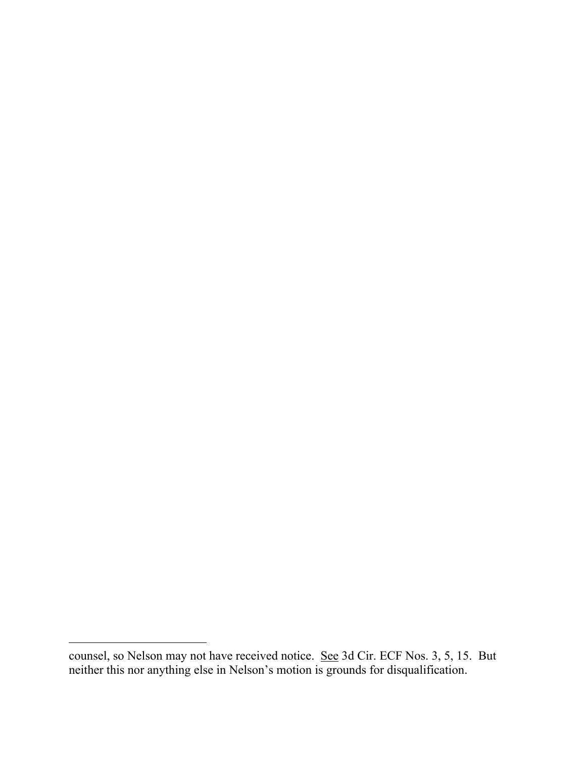counsel, so Nelson may not have received notice. See 3d Cir. ECF Nos. 3, 5, 15. But neither this nor anything else in Nelson's motion is grounds for disqualification.